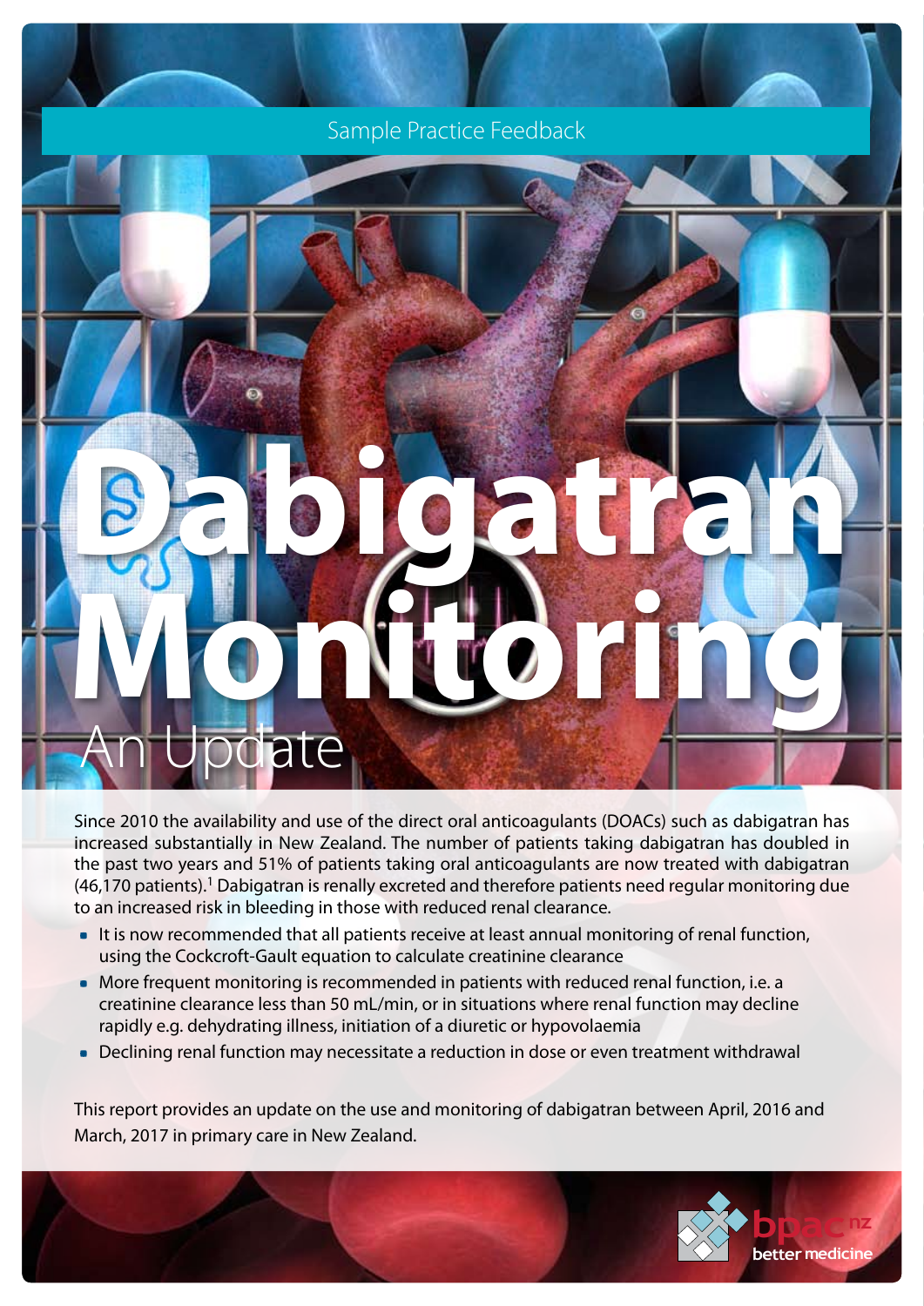Sample Practice Feedback

# Dabigatran Monitoring

## An Update

Since 2010 the availability and use of the direct oral anticoagulants (DOACs) such as dabigatran has increased substantially in New Zealand. The number of patients taking dabigatran has doubled in the past two years and 51% of patients taking oral anticoagulants are now treated with dabigatran (46,170 patients).[1] Dabigatran is renally excreted and therefore patients need regular monitoring due to an increased risk in bleeding in those with reduced renal clearance.

- It is now recommended that all patients receive at least annual monitoring of renal function, using the Cockcroft-Gault equation to calculate creatinine clearance
- More frequent monitoring is recommended in patients with reduced renal function, i.e. a creatinine clearance less than 50 mL/min, or in situations where renal function may decline rapidly e.g. dehydrating illness, initiation of a diuretic or hypovolaemia
- Declining renal function may necessitate a reduction in dose or even treatment withdrawal

This report provides an update on the use and monitoring of dabigatran between April, 2016 and March, 2017 in primary care in New Zealand.

bpac nz better medicine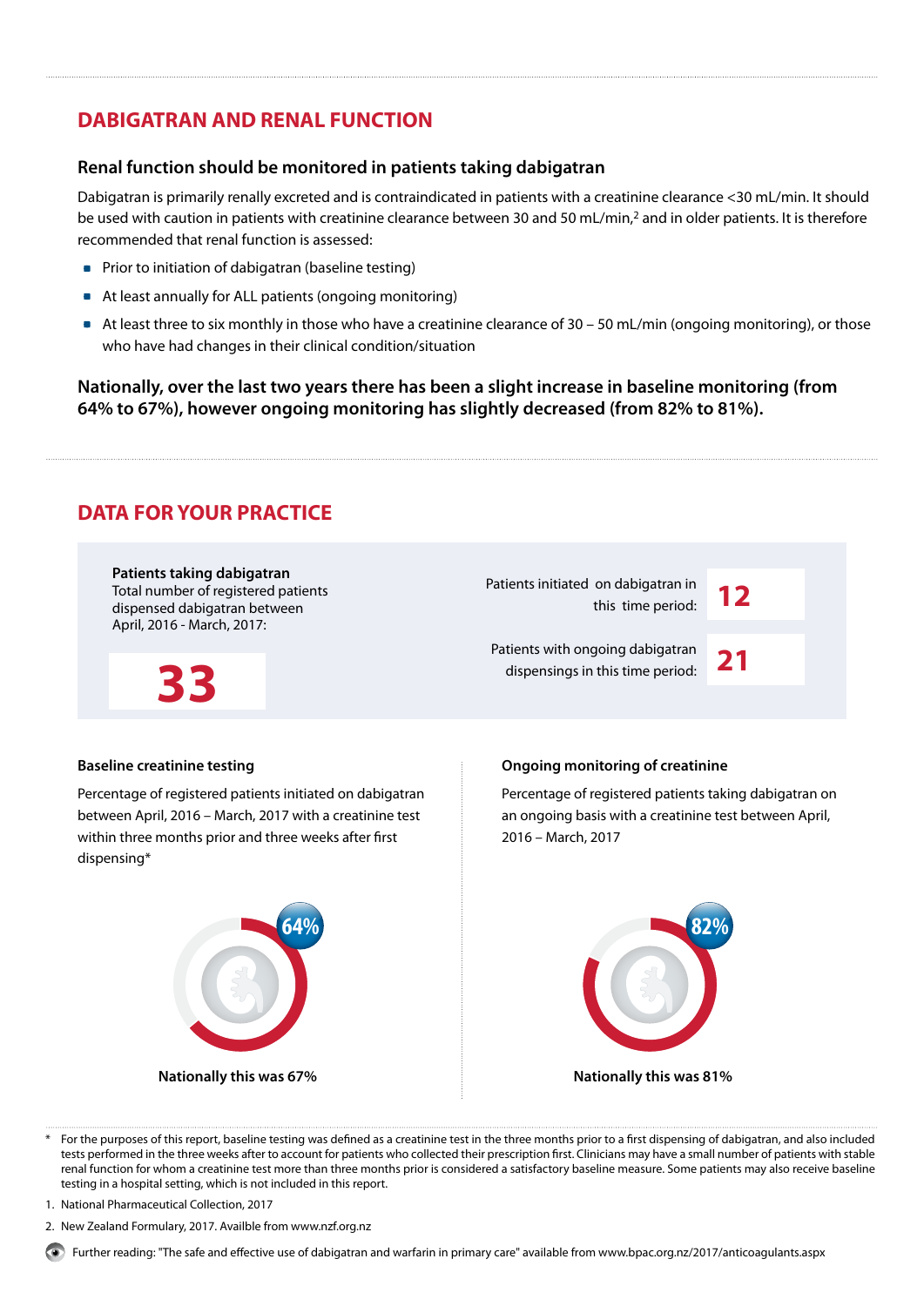## DABIGATRAN AND RENAL FUNCTION

### Renal function should be monitored in patients taking dabigatran

Dabigatran is primarily renally excreted and is contraindicated in patients with a creatinine clearance <30 mL/min. It should be used with caution in patients with creatinine clearance between 30 and 50 mL/min,[2] and in older patients. It is therefore recommended that renal function is assessed:

- Prior to initiation of dabigatran (baseline testing)
- At least annually for ALL patients (ongoing monitoring)
- At least three to six monthly in those who have a creatinine clearance of 30 – 50 mL/min (ongoing monitoring), or those who have had changes in their clinical condition/situation

**Nationally, over the last two years there has been a slight increase in baseline monitoring (from 64% to 67%), however ongoing monitoring has slightly decreased (from 82% to 81%).**

## DATA FOR YOUR PRACTICE

**Patients taking dabigatran**
Total number of registered patients dispensed dabigatran between April, 2016 - March, 2017:

**33**

Patients initiated on dabigatran in this time period: **12**

Patients with ongoing dabigatran dispensings in this time period: **21**

### Baseline creatinine testing

Percentage of registered patients initiated on dabigatran between April, 2016 – March, 2017 with a creatinine test within three months prior and three weeks after first dispensing*

64%

**Nationally this was 67%**

### Ongoing monitoring of creatinine

Percentage of registered patients taking dabigatran on an ongoing basis with a creatinine test between April, 2016 – March, 2017

82%

**Nationally this was 81%**

\* For the purposes of this report, baseline testing was defined as a creatinine test in the three months prior to a first dispensing of dabigatran, and also included tests performed in the three weeks after to account for patients who collected their prescription first. Clinicians may have a small number of patients with stable renal function for whom a creatinine test more than three months prior is considered a satisfactory baseline measure. Some patients may also receive baseline testing in a hospital setting, which is not included in this report.

1. National Pharmaceutical Collection, 2017
2. New Zealand Formulary, 2017. Availble from www.nzf.org.nz

Further reading: "The safe and effective use of dabigatran and warfarin in primary care" available from www.bpac.org.nz/2017/anticoagulants.aspx